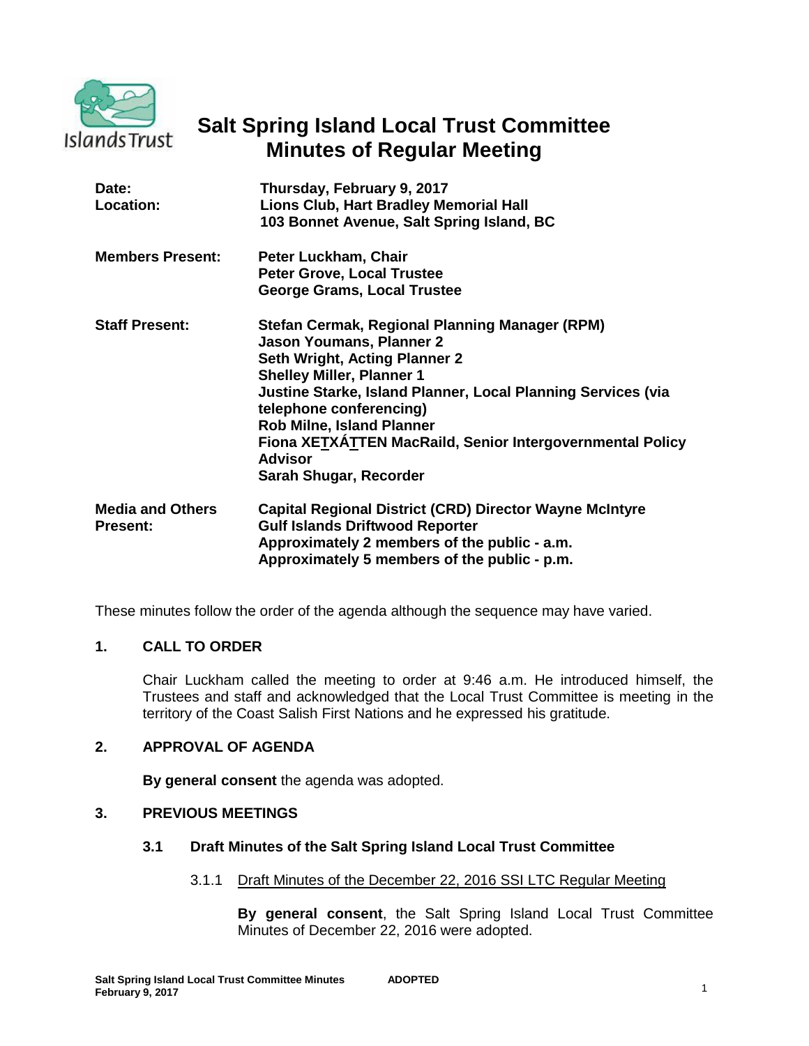# Salt Spring Island Local Trust Committee
# Minutes of Regular Meeting

| | |
|---|---|
| **Date:** | **Thursday, February 9, 2017** |
| **Location:** | **Lions Club, Hart Bradley Memorial Hall**<br>**103 Bonnet Avenue, Salt Spring Island, BC** |
| **Members Present:** | **Peter Luckham, Chair**<br>**Peter Grove, Local Trustee**<br>**George Grams, Local Trustee** |
| **Staff Present:** | **Stefan Cermak, Regional Planning Manager (RPM)**<br>**Jason Youmans, Planner 2**<br>**Seth Wright, Acting Planner 2**<br>**Shelley Miller, Planner 1**<br>**Justine Starke, Island Planner, Local Planning Services (via telephone conferencing)**<br>**Rob Milne, Island Planner**<br>**Fiona XE<u>T</u>XÁ<u>T</u>TEN MacRaild, Senior Intergovernmental Policy Advisor**<br>**Sarah Shugar, Recorder** |
| **Media and Others Present:** | **Capital Regional District (CRD) Director Wayne McIntyre**<br>**Gulf Islands Driftwood Reporter**<br>**Approximately 2 members of the public - a.m.**<br>**Approximately 5 members of the public - p.m.** |

These minutes follow the order of the agenda although the sequence may have varied.

## 1. CALL TO ORDER

Chair Luckham called the meeting to order at 9:46 a.m. He introduced himself, the Trustees and staff and acknowledged that the Local Trust Committee is meeting in the territory of the Coast Salish First Nations and he expressed his gratitude.

## 2. APPROVAL OF AGENDA

**By general consent** the agenda was adopted.

## 3. PREVIOUS MEETINGS

### 3.1 Draft Minutes of the Salt Spring Island Local Trust Committee

3.1.1 <u>Draft Minutes of the December 22, 2016 SSI LTC Regular Meeting</u>

**By general consent**, the Salt Spring Island Local Trust Committee Minutes of December 22, 2016 were adopted.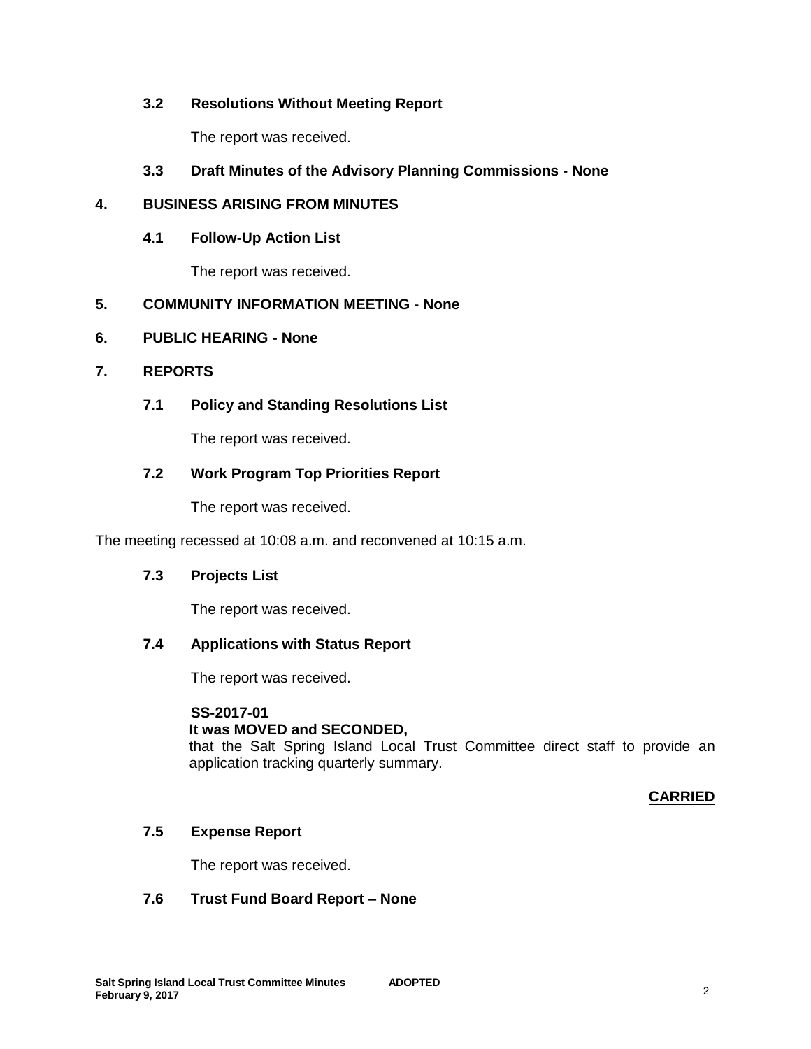### 3.2 Resolutions Without Meeting Report

The report was received.

### 3.3 Draft Minutes of the Advisory Planning Commissions - None

## 4. BUSINESS ARISING FROM MINUTES

### 4.1 Follow-Up Action List

The report was received.

## 5. COMMUNITY INFORMATION MEETING - None

## 6. PUBLIC HEARING - None

## 7. REPORTS

### 7.1 Policy and Standing Resolutions List

The report was received.

### 7.2 Work Program Top Priorities Report

The report was received.

The meeting recessed at 10:08 a.m. and reconvened at 10:15 a.m.

### 7.3 Projects List

The report was received.

### 7.4 Applications with Status Report

The report was received.

**SS-2017-01**
**It was MOVED and SECONDED,**
that the Salt Spring Island Local Trust Committee direct staff to provide an application tracking quarterly summary.

**CARRIED**

### 7.5 Expense Report

The report was received.

### 7.6 Trust Fund Board Report – None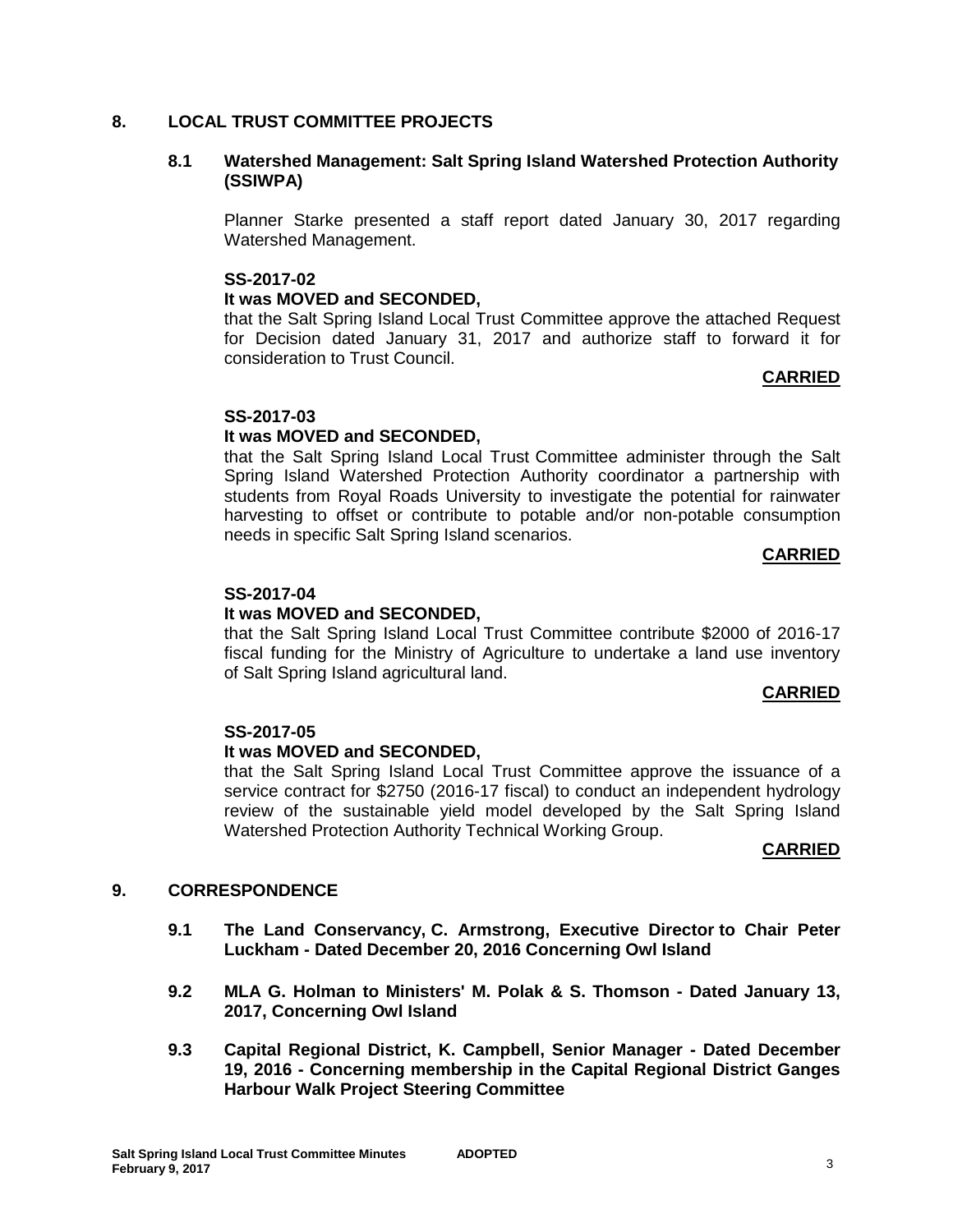## 8. LOCAL TRUST COMMITTEE PROJECTS

### 8.1 Watershed Management: Salt Spring Island Watershed Protection Authority (SSIWPA)

Planner Starke presented a staff report dated January 30, 2017 regarding Watershed Management.

**SS-2017-02**
**It was MOVED and SECONDED,**
that the Salt Spring Island Local Trust Committee approve the attached Request for Decision dated January 31, 2017 and authorize staff to forward it for consideration to Trust Council.

**CARRIED**

**SS-2017-03**
**It was MOVED and SECONDED,**
that the Salt Spring Island Local Trust Committee administer through the Salt Spring Island Watershed Protection Authority coordinator a partnership with students from Royal Roads University to investigate the potential for rainwater harvesting to offset or contribute to potable and/or non-potable consumption needs in specific Salt Spring Island scenarios.

**CARRIED**

**SS-2017-04**
**It was MOVED and SECONDED,**
that the Salt Spring Island Local Trust Committee contribute $2000 of 2016-17 fiscal funding for the Ministry of Agriculture to undertake a land use inventory of Salt Spring Island agricultural land.

**CARRIED**

**SS-2017-05**
**It was MOVED and SECONDED,**
that the Salt Spring Island Local Trust Committee approve the issuance of a service contract for $2750 (2016-17 fiscal) to conduct an independent hydrology review of the sustainable yield model developed by the Salt Spring Island Watershed Protection Authority Technical Working Group.

**CARRIED**

## 9. CORRESPONDENCE

**9.1 The Land Conservancy, C. Armstrong, Executive Director to Chair Peter Luckham - Dated December 20, 2016 Concerning Owl Island**

**9.2 MLA G. Holman to Ministers' M. Polak & S. Thomson - Dated January 13, 2017, Concerning Owl Island**

**9.3 Capital Regional District, K. Campbell, Senior Manager - Dated December 19, 2016 - Concerning membership in the Capital Regional District Ganges Harbour Walk Project Steering Committee**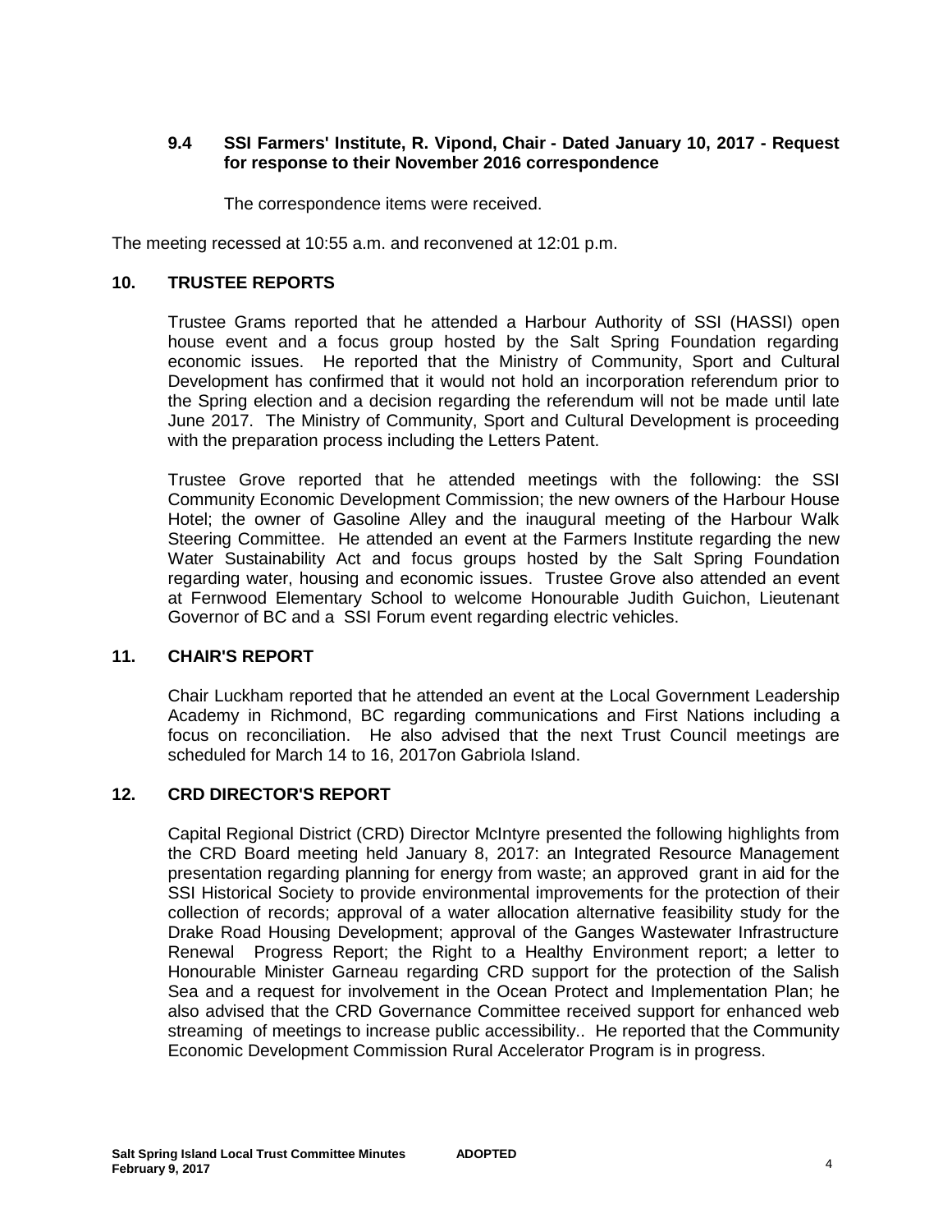### 9.4 SSI Farmers' Institute, R. Vipond, Chair - Dated January 10, 2017 - Request for response to their November 2016 correspondence

The correspondence items were received.

The meeting recessed at 10:55 a.m. and reconvened at 12:01 p.m.

## 10. TRUSTEE REPORTS

Trustee Grams reported that he attended a Harbour Authority of SSI (HASSI) open house event and a focus group hosted by the Salt Spring Foundation regarding economic issues. He reported that the Ministry of Community, Sport and Cultural Development has confirmed that it would not hold an incorporation referendum prior to the Spring election and a decision regarding the referendum will not be made until late June 2017. The Ministry of Community, Sport and Cultural Development is proceeding with the preparation process including the Letters Patent.

Trustee Grove reported that he attended meetings with the following: the SSI Community Economic Development Commission; the new owners of the Harbour House Hotel; the owner of Gasoline Alley and the inaugural meeting of the Harbour Walk Steering Committee. He attended an event at the Farmers Institute regarding the new Water Sustainability Act and focus groups hosted by the Salt Spring Foundation regarding water, housing and economic issues. Trustee Grove also attended an event at Fernwood Elementary School to welcome Honourable Judith Guichon, Lieutenant Governor of BC and a SSI Forum event regarding electric vehicles.

## 11. CHAIR'S REPORT

Chair Luckham reported that he attended an event at the Local Government Leadership Academy in Richmond, BC regarding communications and First Nations including a focus on reconciliation. He also advised that the next Trust Council meetings are scheduled for March 14 to 16, 2017on Gabriola Island.

## 12. CRD DIRECTOR'S REPORT

Capital Regional District (CRD) Director McIntyre presented the following highlights from the CRD Board meeting held January 8, 2017: an Integrated Resource Management presentation regarding planning for energy from waste; an approved grant in aid for the SSI Historical Society to provide environmental improvements for the protection of their collection of records; approval of a water allocation alternative feasibility study for the Drake Road Housing Development; approval of the Ganges Wastewater Infrastructure Renewal Progress Report; the Right to a Healthy Environment report; a letter to Honourable Minister Garneau regarding CRD support for the protection of the Salish Sea and a request for involvement in the Ocean Protect and Implementation Plan; he also advised that the CRD Governance Committee received support for enhanced web streaming of meetings to increase public accessibility.. He reported that the Community Economic Development Commission Rural Accelerator Program is in progress.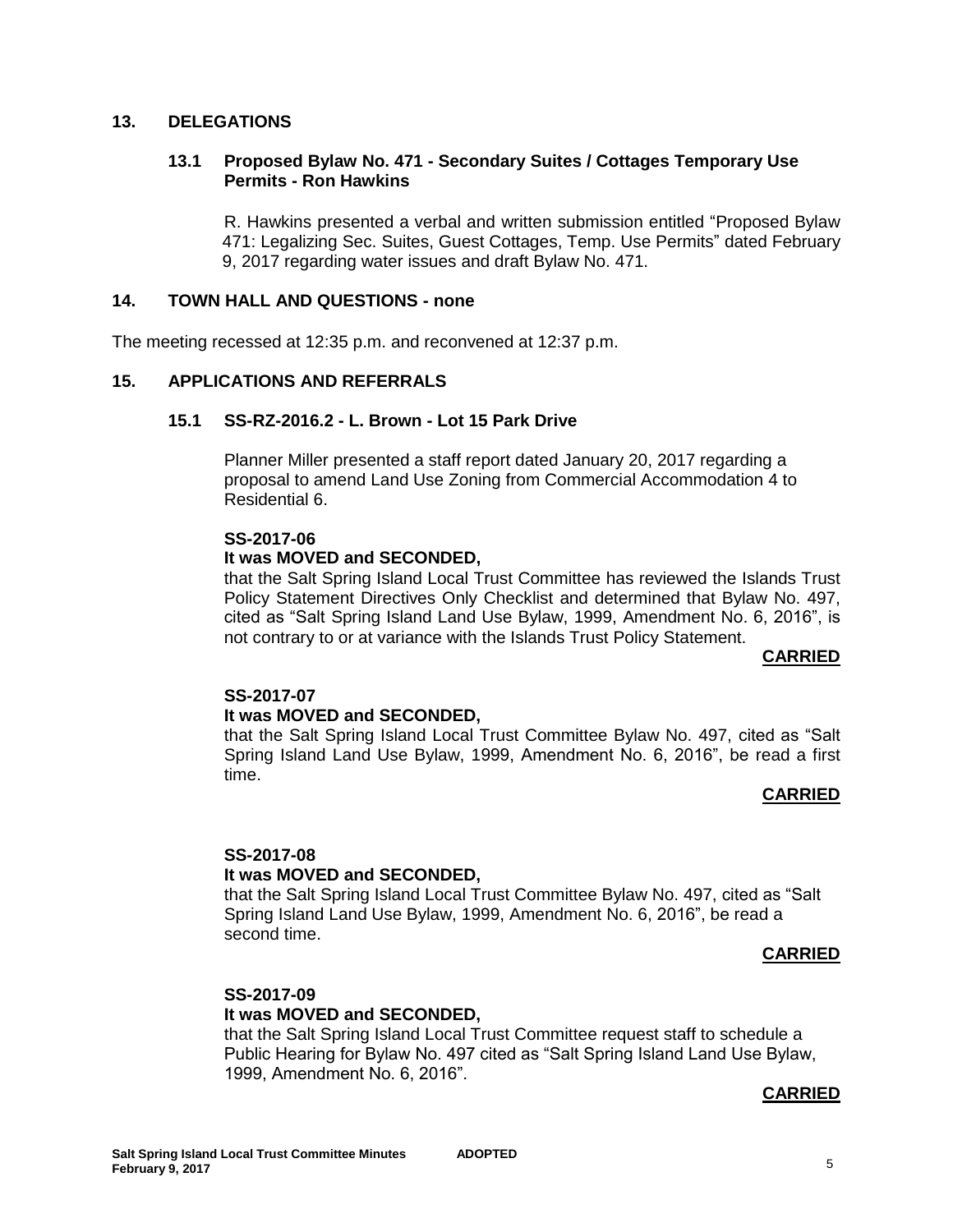## 13. DELEGATIONS

### 13.1 Proposed Bylaw No. 471 - Secondary Suites / Cottages Temporary Use Permits - Ron Hawkins

R. Hawkins presented a verbal and written submission entitled "Proposed Bylaw 471: Legalizing Sec. Suites, Guest Cottages, Temp. Use Permits" dated February 9, 2017 regarding water issues and draft Bylaw No. 471.

## 14. TOWN HALL AND QUESTIONS - none

The meeting recessed at 12:35 p.m. and reconvened at 12:37 p.m.

## 15. APPLICATIONS AND REFERRALS

### 15.1 SS-RZ-2016.2 - L. Brown - Lot 15 Park Drive

Planner Miller presented a staff report dated January 20, 2017 regarding a proposal to amend Land Use Zoning from Commercial Accommodation 4 to Residential 6.

**SS-2017-06**
**It was MOVED and SECONDED,**
that the Salt Spring Island Local Trust Committee has reviewed the Islands Trust Policy Statement Directives Only Checklist and determined that Bylaw No. 497, cited as "Salt Spring Island Land Use Bylaw, 1999, Amendment No. 6, 2016", is not contrary to or at variance with the Islands Trust Policy Statement.

**CARRIED**

**SS-2017-07**
**It was MOVED and SECONDED,**
that the Salt Spring Island Local Trust Committee Bylaw No. 497, cited as "Salt Spring Island Land Use Bylaw, 1999, Amendment No. 6, 2016", be read a first time.

**CARRIED**

**SS-2017-08**
**It was MOVED and SECONDED,**
that the Salt Spring Island Local Trust Committee Bylaw No. 497, cited as "Salt Spring Island Land Use Bylaw, 1999, Amendment No. 6, 2016", be read a second time.

**CARRIED**

**SS-2017-09**
**It was MOVED and SECONDED,**
that the Salt Spring Island Local Trust Committee request staff to schedule a Public Hearing for Bylaw No. 497 cited as "Salt Spring Island Land Use Bylaw, 1999, Amendment No. 6, 2016".

**CARRIED**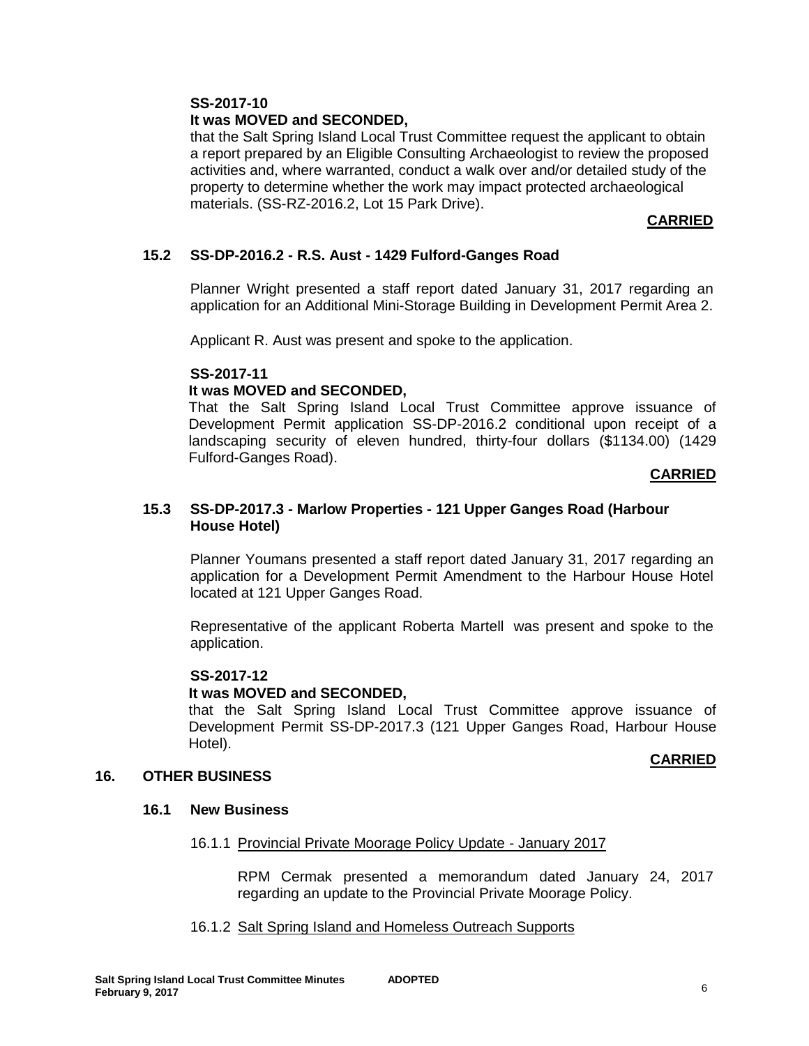**SS-2017-10**
**It was MOVED and SECONDED,**
that the Salt Spring Island Local Trust Committee request the applicant to obtain a report prepared by an Eligible Consulting Archaeologist to review the proposed activities and, where warranted, conduct a walk over and/or detailed study of the property to determine whether the work may impact protected archaeological materials. (SS-RZ-2016.2, Lot 15 Park Drive).

**CARRIED**

### 15.2 SS-DP-2016.2 - R.S. Aust - 1429 Fulford-Ganges Road

Planner Wright presented a staff report dated January 31, 2017 regarding an application for an Additional Mini-Storage Building in Development Permit Area 2.

Applicant R. Aust was present and spoke to the application.

**SS-2017-11**
**It was MOVED and SECONDED,**
That the Salt Spring Island Local Trust Committee approve issuance of Development Permit application SS-DP-2016.2 conditional upon receipt of a landscaping security of eleven hundred, thirty-four dollars ($1134.00) (1429 Fulford-Ganges Road).

**CARRIED**

### 15.3 SS-DP-2017.3 - Marlow Properties - 121 Upper Ganges Road (Harbour House Hotel)

Planner Youmans presented a staff report dated January 31, 2017 regarding an application for a Development Permit Amendment to the Harbour House Hotel located at 121 Upper Ganges Road.

Representative of the applicant Roberta Martell was present and spoke to the application.

**SS-2017-12**
**It was MOVED and SECONDED,**
that the Salt Spring Island Local Trust Committee approve issuance of Development Permit SS-DP-2017.3 (121 Upper Ganges Road, Harbour House Hotel).

**CARRIED**

## 16. OTHER BUSINESS

### 16.1 New Business

16.1.1 Provincial Private Moorage Policy Update - January 2017

RPM Cermak presented a memorandum dated January 24, 2017 regarding an update to the Provincial Private Moorage Policy.

16.1.2 Salt Spring Island and Homeless Outreach Supports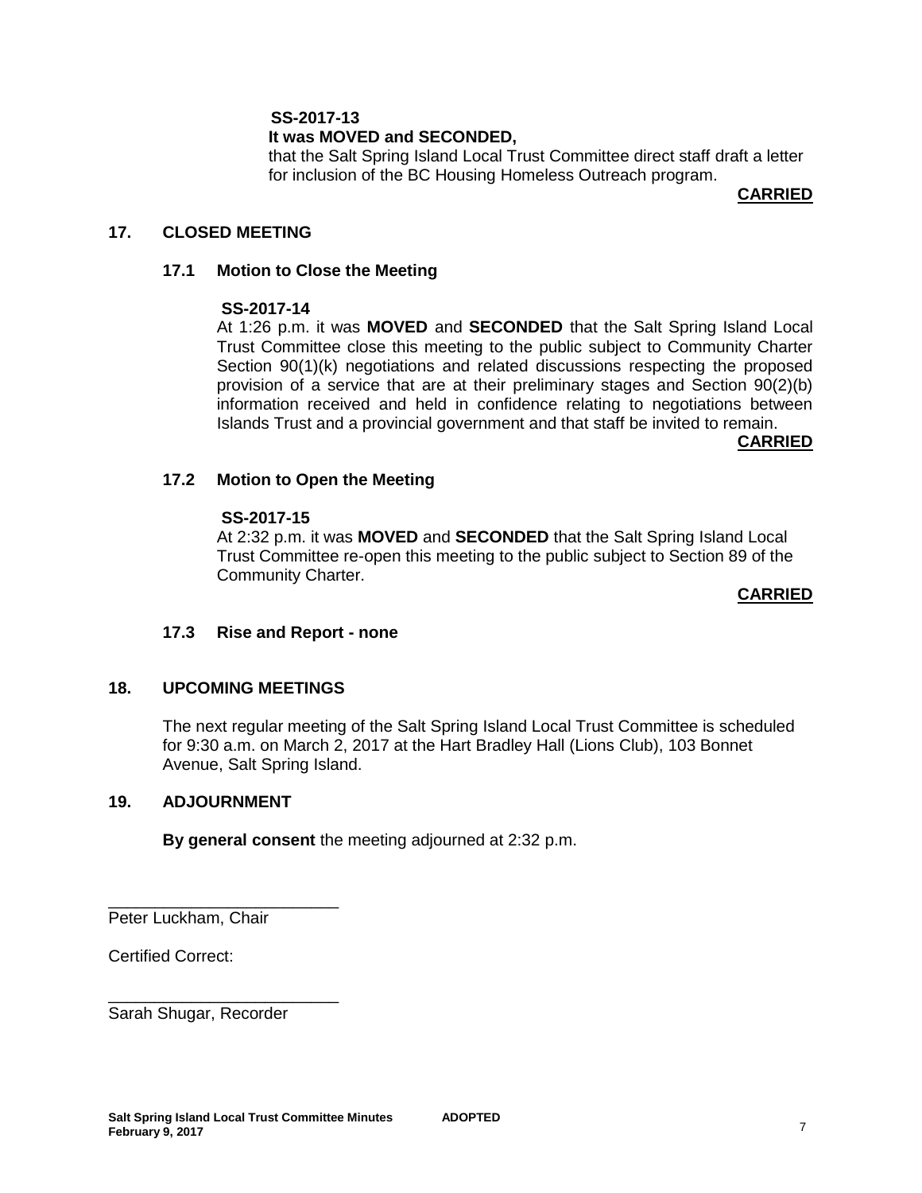**SS-2017-13**
**It was MOVED and SECONDED,**
that the Salt Spring Island Local Trust Committee direct staff draft a letter for inclusion of the BC Housing Homeless Outreach program.

**CARRIED**

## 17. CLOSED MEETING

### 17.1 Motion to Close the Meeting

**SS-2017-14**
At 1:26 p.m. it was **MOVED** and **SECONDED** that the Salt Spring Island Local Trust Committee close this meeting to the public subject to Community Charter Section 90(1)(k) negotiations and related discussions respecting the proposed provision of a service that are at their preliminary stages and Section 90(2)(b) information received and held in confidence relating to negotiations between Islands Trust and a provincial government and that staff be invited to remain.

**CARRIED**

### 17.2 Motion to Open the Meeting

**SS-2017-15**
At 2:32 p.m. it was **MOVED** and **SECONDED** that the Salt Spring Island Local Trust Committee re-open this meeting to the public subject to Section 89 of the Community Charter.

**CARRIED**

### 17.3 Rise and Report - none

## 18. UPCOMING MEETINGS

The next regular meeting of the Salt Spring Island Local Trust Committee is scheduled for 9:30 a.m. on March 2, 2017 at the Hart Bradley Hall (Lions Club), 103 Bonnet Avenue, Salt Spring Island.

## 19. ADJOURNMENT

**By general consent** the meeting adjourned at 2:32 p.m.

_________________________
Peter Luckham, Chair

Certified Correct:

_________________________
Sarah Shugar, Recorder